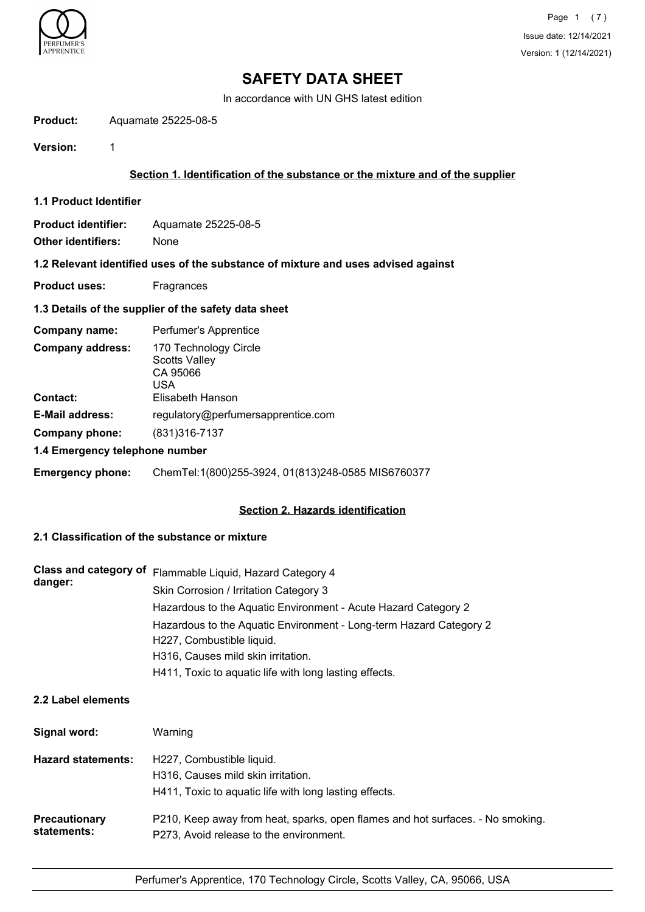# SAFETY DATA SHEET

In accordance with UN GHS latest edition

**Product:** Aquamate 25225-08-5

**Version:** 1

## Section 1. Identification of the substance or the mixture and of the supplier

### 1.1 Product Identifier

**Product identifier:** Aquamate 25225-08-5

**Other identifiers:** None

### 1.2 Relevant identified uses of the substance of mixture and uses advised against

**Product uses:** Fragrances

### 1.3 Details of the supplier of the safety data sheet

**Company name:** Perfumer's Apprentice

**Company address:** 170 Technology Circle
Scotts Valley
CA 95066
USA

**Contact:** Elisabeth Hanson

**E-Mail address:** regulatory@perfumersapprentice.com

**Company phone:** (831)316-7137

### 1.4 Emergency telephone number

**Emergency phone:** ChemTel:1(800)255-3924, 01(813)248-0585 MIS6760377

## Section 2. Hazards identification

### 2.1 Classification of the substance or mixture

**Class and category of danger:**
Flammable Liquid, Hazard Category 4
Skin Corrosion / Irritation Category 3
Hazardous to the Aquatic Environment - Acute Hazard Category 2
Hazardous to the Aquatic Environment - Long-term Hazard Category 2
H227, Combustible liquid.
H316, Causes mild skin irritation.
H411, Toxic to aquatic life with long lasting effects.

### 2.2 Label elements

**Signal word:** Warning

**Hazard statements:**
H227, Combustible liquid.
H316, Causes mild skin irritation.
H411, Toxic to aquatic life with long lasting effects.

**Precautionary statements:**
P210, Keep away from heat, sparks, open flames and hot surfaces. - No smoking.
P273, Avoid release to the environment.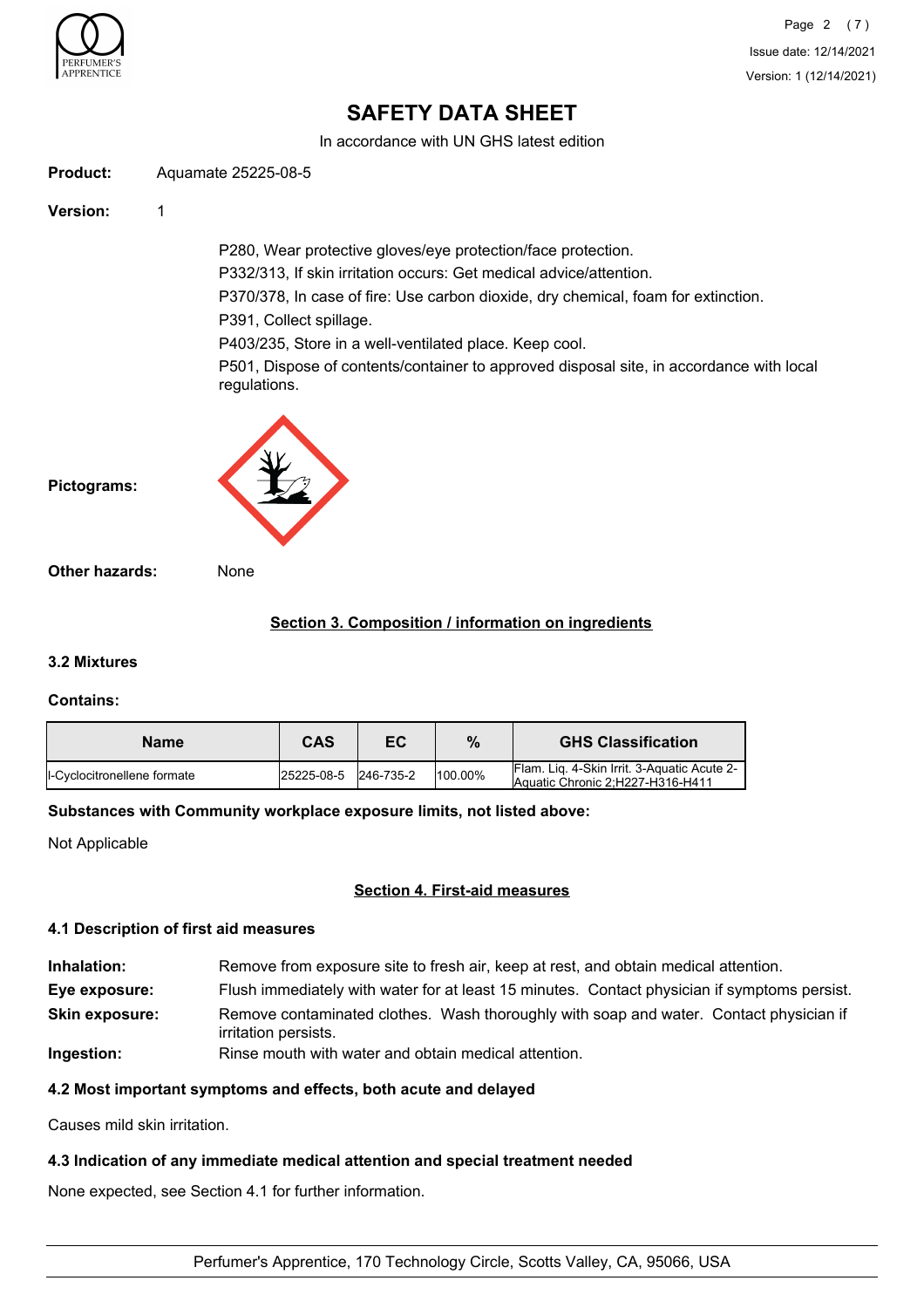# SAFETY DATA SHEET

In accordance with UN GHS latest edition

**Product:** Aquamate 25225-08-5

**Version:** 1

P280, Wear protective gloves/eye protection/face protection.
P332/313, If skin irritation occurs: Get medical advice/attention.
P370/378, In case of fire: Use carbon dioxide, dry chemical, foam for extinction.
P391, Collect spillage.
P403/235, Store in a well-ventilated place. Keep cool.
P501, Dispose of contents/container to approved disposal site, in accordance with local regulations.

**Pictograms:**

**Other hazards:** None

## Section 3. Composition / information on ingredients

### 3.2 Mixtures

**Contains:**

| Name | CAS | EC | % | GHS Classification |
|---|---|---|---|---|
| l-Cyclocitronellene formate | 25225-08-5 | 246-735-2 | 100.00% | Flam. Liq. 4-Skin Irrit. 3-Aquatic Acute 2-Aquatic Chronic 2;H227-H316-H411 |

**Substances with Community workplace exposure limits, not listed above:**

Not Applicable

## Section 4. First-aid measures

### 4.1 Description of first aid measures

**Inhalation:** Remove from exposure site to fresh air, keep at rest, and obtain medical attention.
**Eye exposure:** Flush immediately with water for at least 15 minutes. Contact physician if symptoms persist.
**Skin exposure:** Remove contaminated clothes. Wash thoroughly with soap and water. Contact physician if irritation persists.
**Ingestion:** Rinse mouth with water and obtain medical attention.

### 4.2 Most important symptoms and effects, both acute and delayed

Causes mild skin irritation.

### 4.3 Indication of any immediate medical attention and special treatment needed

None expected, see Section 4.1 for further information.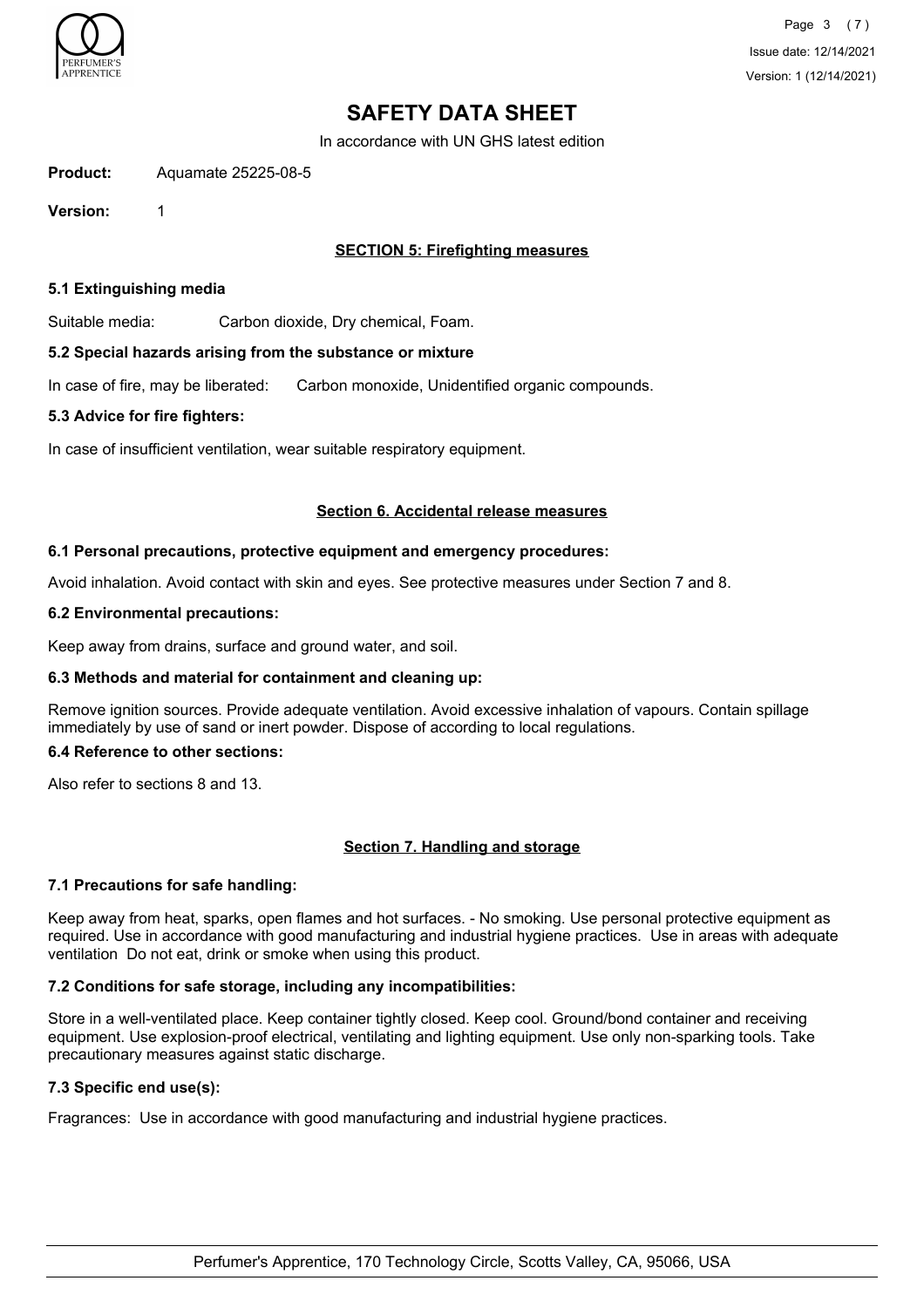# SAFETY DATA SHEET

In accordance with UN GHS latest edition

**Product:** Aquamate 25225-08-5

**Version:** 1

## SECTION 5: Firefighting measures

### 5.1 Extinguishing media

Suitable media: Carbon dioxide, Dry chemical, Foam.

### 5.2 Special hazards arising from the substance or mixture

In case of fire, may be liberated: Carbon monoxide, Unidentified organic compounds.

### 5.3 Advice for fire fighters:

In case of insufficient ventilation, wear suitable respiratory equipment.

## Section 6. Accidental release measures

### 6.1 Personal precautions, protective equipment and emergency procedures:

Avoid inhalation. Avoid contact with skin and eyes. See protective measures under Section 7 and 8.

### 6.2 Environmental precautions:

Keep away from drains, surface and ground water, and soil.

### 6.3 Methods and material for containment and cleaning up:

Remove ignition sources. Provide adequate ventilation. Avoid excessive inhalation of vapours. Contain spillage immediately by use of sand or inert powder. Dispose of according to local regulations.

### 6.4 Reference to other sections:

Also refer to sections 8 and 13.

## Section 7. Handling and storage

### 7.1 Precautions for safe handling:

Keep away from heat, sparks, open flames and hot surfaces. - No smoking. Use personal protective equipment as required. Use in accordance with good manufacturing and industrial hygiene practices. Use in areas with adequate ventilation Do not eat, drink or smoke when using this product.

### 7.2 Conditions for safe storage, including any incompatibilities:

Store in a well-ventilated place. Keep container tightly closed. Keep cool. Ground/bond container and receiving equipment. Use explosion-proof electrical, ventilating and lighting equipment. Use only non-sparking tools. Take precautionary measures against static discharge.

### 7.3 Specific end use(s):

Fragrances: Use in accordance with good manufacturing and industrial hygiene practices.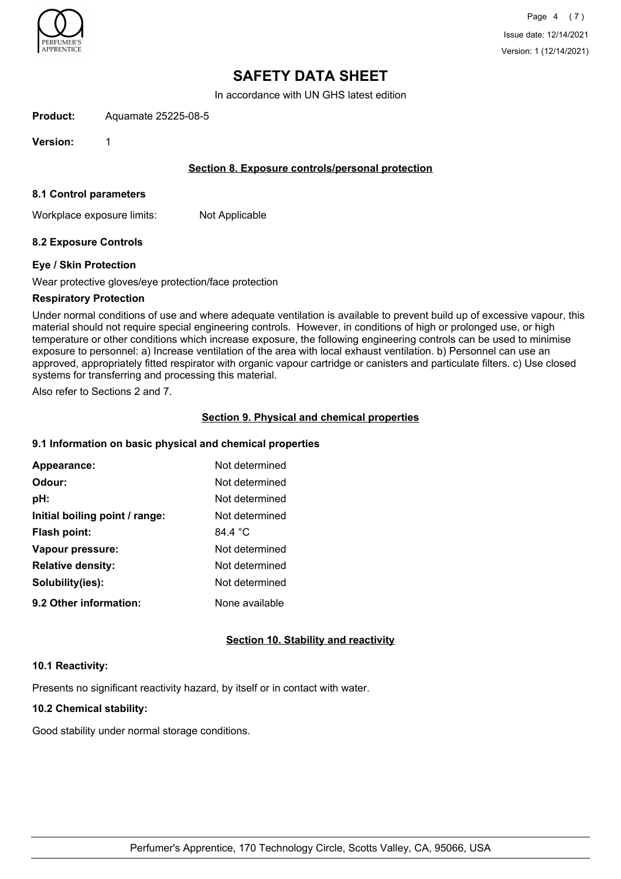# SAFETY DATA SHEET

In accordance with UN GHS latest edition

**Product:** Aquamate 25225-08-5

**Version:** 1

## Section 8. Exposure controls/personal protection

### 8.1 Control parameters

Workplace exposure limits: Not Applicable

### 8.2 Exposure Controls

**Eye / Skin Protection**

Wear protective gloves/eye protection/face protection

**Respiratory Protection**

Under normal conditions of use and where adequate ventilation is available to prevent build up of excessive vapour, this material should not require special engineering controls. However, in conditions of high or prolonged use, or high temperature or other conditions which increase exposure, the following engineering controls can be used to minimise exposure to personnel: a) Increase ventilation of the area with local exhaust ventilation. b) Personnel can use an approved, appropriately fitted respirator with organic vapour cartridge or canisters and particulate filters. c) Use closed systems for transferring and processing this material.

Also refer to Sections 2 and 7.

## Section 9. Physical and chemical properties

### 9.1 Information on basic physical and chemical properties

| | |
|---|---|
| **Appearance:** | Not determined |
| **Odour:** | Not determined |
| **pH:** | Not determined |
| **Initial boiling point / range:** | Not determined |
| **Flash point:** | 84.4 °C |
| **Vapour pressure:** | Not determined |
| **Relative density:** | Not determined |
| **Solubility(ies):** | Not determined |
| **9.2 Other information:** | None available |

## Section 10. Stability and reactivity

### 10.1 Reactivity:

Presents no significant reactivity hazard, by itself or in contact with water.

### 10.2 Chemical stability:

Good stability under normal storage conditions.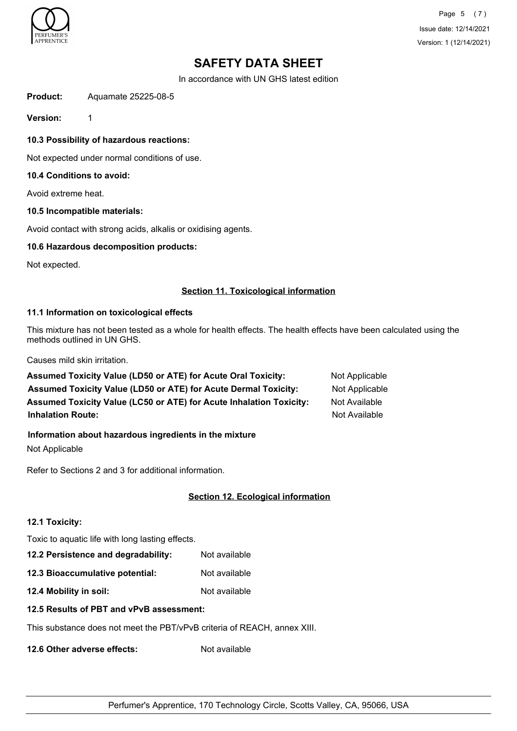# SAFETY DATA SHEET

In accordance with UN GHS latest edition

**Product:** Aquamate 25225-08-5

**Version:** 1

### 10.3 Possibility of hazardous reactions:

Not expected under normal conditions of use.

### 10.4 Conditions to avoid:

Avoid extreme heat.

### 10.5 Incompatible materials:

Avoid contact with strong acids, alkalis or oxidising agents.

### 10.6 Hazardous decomposition products:

Not expected.

## Section 11. Toxicological information

### 11.1 Information on toxicological effects

This mixture has not been tested as a whole for health effects. The health effects have been calculated using the methods outlined in UN GHS.

Causes mild skin irritation.

| | |
|---|---|
| **Assumed Toxicity Value (LD50 or ATE) for Acute Oral Toxicity:** | Not Applicable |
| **Assumed Toxicity Value (LD50 or ATE) for Acute Dermal Toxicity:** | Not Applicable |
| **Assumed Toxicity Value (LC50 or ATE) for Acute Inhalation Toxicity:** | Not Available |
| **Inhalation Route:** | Not Available |

**Information about hazardous ingredients in the mixture**

Not Applicable

Refer to Sections 2 and 3 for additional information.

## Section 12. Ecological information

### 12.1 Toxicity:

Toxic to aquatic life with long lasting effects.

**12.2 Persistence and degradability:** Not available

**12.3 Bioaccumulative potential:** Not available

**12.4 Mobility in soil:** Not available

### 12.5 Results of PBT and vPvB assessment:

This substance does not meet the PBT/vPvB criteria of REACH, annex XIII.

**12.6 Other adverse effects:** Not available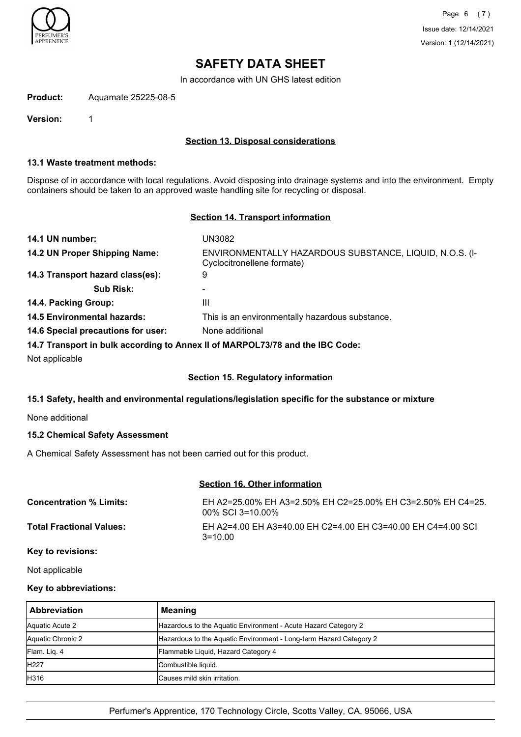# SAFETY DATA SHEET

In accordance with UN GHS latest edition

**Product:** Aquamate 25225-08-5

**Version:** 1

## Section 13. Disposal considerations

### 13.1 Waste treatment methods:

Dispose of in accordance with local regulations. Avoid disposing into drainage systems and into the environment. Empty containers should be taken to an approved waste handling site for recycling or disposal.

## Section 14. Transport information

**14.1 UN number:** UN3082

**14.2 UN Proper Shipping Name:** ENVIRONMENTALLY HAZARDOUS SUBSTANCE, LIQUID, N.O.S. (l-Cyclocitronellene formate)

**14.3 Transport hazard class(es):** 9

**Sub Risk:** -

**14.4. Packing Group:** III

**14.5 Environmental hazards:** This is an environmentally hazardous substance.

**14.6 Special precautions for user:** None additional

**14.7 Transport in bulk according to Annex II of MARPOL73/78 and the IBC Code:**

Not applicable

## Section 15. Regulatory information

### 15.1 Safety, health and environmental regulations/legislation specific for the substance or mixture

None additional

### 15.2 Chemical Safety Assessment

A Chemical Safety Assessment has not been carried out for this product.

## Section 16. Other information

**Concentration % Limits:** EH A2=25.00% EH A3=2.50% EH C2=25.00% EH C3=2.50% EH C4=25.00% SCI 3=10.00%

**Total Fractional Values:** EH A2=4.00 EH A3=40.00 EH C2=4.00 EH C3=40.00 EH C4=4.00 SCI 3=10.00

**Key to revisions:**

Not applicable

**Key to abbreviations:**

| Abbreviation | Meaning |
|---|---|
| Aquatic Acute 2 | Hazardous to the Aquatic Environment - Acute Hazard Category 2 |
| Aquatic Chronic 2 | Hazardous to the Aquatic Environment - Long-term Hazard Category 2 |
| Flam. Liq. 4 | Flammable Liquid, Hazard Category 4 |
| H227 | Combustible liquid. |
| H316 | Causes mild skin irritation. |

Perfumer's Apprentice, 170 Technology Circle, Scotts Valley, CA, 95066, USA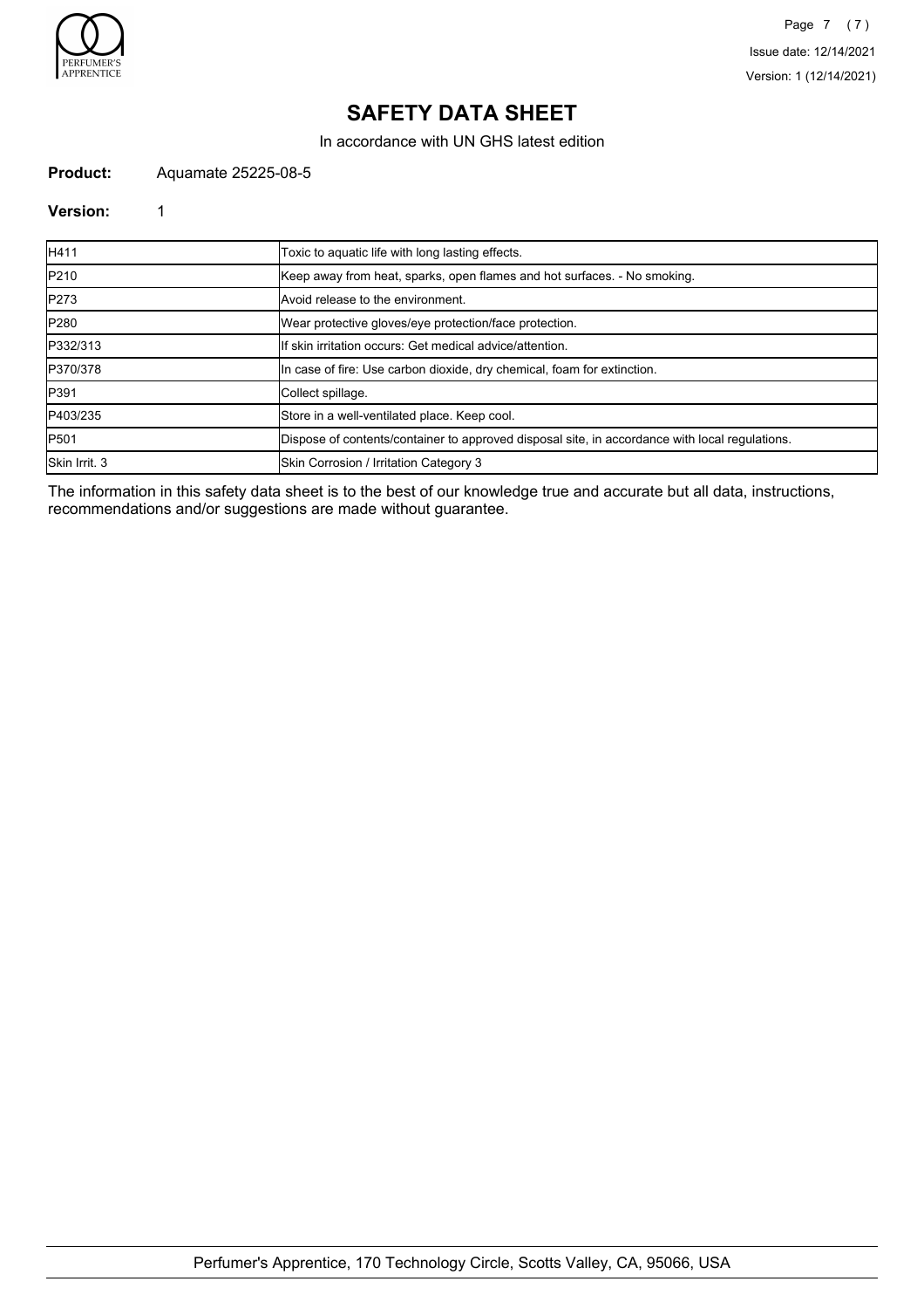# SAFETY DATA SHEET

In accordance with UN GHS latest edition

**Product:** Aquamate 25225-08-5

**Version:** 1

| | |
|---|---|
| H411 | Toxic to aquatic life with long lasting effects. |
| P210 | Keep away from heat, sparks, open flames and hot surfaces. - No smoking. |
| P273 | Avoid release to the environment. |
| P280 | Wear protective gloves/eye protection/face protection. |
| P332/313 | If skin irritation occurs: Get medical advice/attention. |
| P370/378 | In case of fire: Use carbon dioxide, dry chemical, foam for extinction. |
| P391 | Collect spillage. |
| P403/235 | Store in a well-ventilated place. Keep cool. |
| P501 | Dispose of contents/container to approved disposal site, in accordance with local regulations. |
| Skin Irrit. 3 | Skin Corrosion / Irritation Category 3 |

The information in this safety data sheet is to the best of our knowledge true and accurate but all data, instructions, recommendations and/or suggestions are made without guarantee.